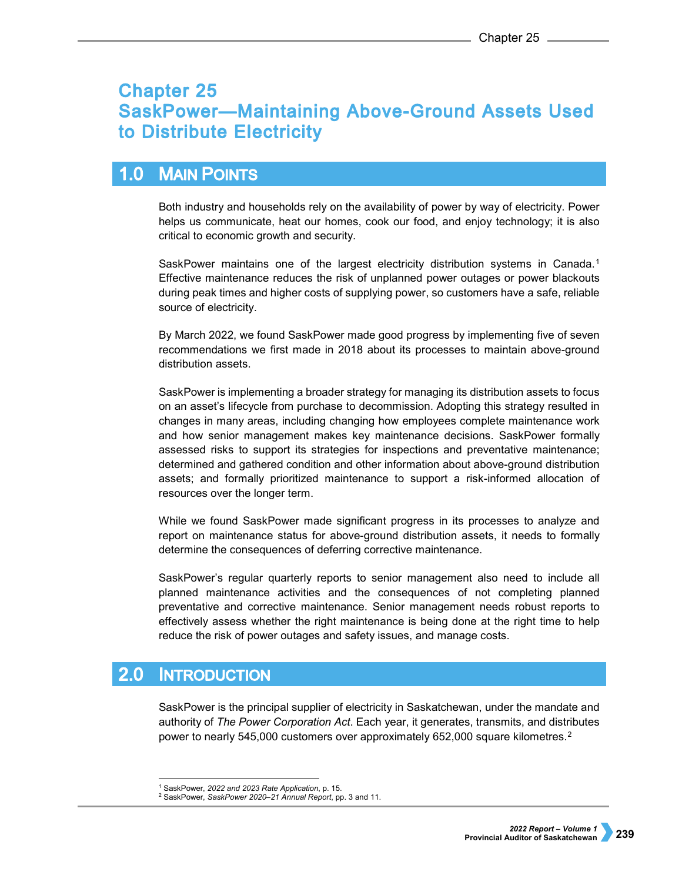# Chapter 25
# SaskPower—Maintaining Above-Ground Assets Used to Distribute Electricity

## 1.0 Main Points

Both industry and households rely on the availability of power by way of electricity. Power helps us communicate, heat our homes, cook our food, and enjoy technology; it is also critical to economic growth and security.

SaskPower maintains one of the largest electricity distribution systems in Canada.[1] Effective maintenance reduces the risk of unplanned power outages or power blackouts during peak times and higher costs of supplying power, so customers have a safe, reliable source of electricity.

By March 2022, we found SaskPower made good progress by implementing five of seven recommendations we first made in 2018 about its processes to maintain above-ground distribution assets.

SaskPower is implementing a broader strategy for managing its distribution assets to focus on an asset's lifecycle from purchase to decommission. Adopting this strategy resulted in changes in many areas, including changing how employees complete maintenance work and how senior management makes key maintenance decisions. SaskPower formally assessed risks to support its strategies for inspections and preventative maintenance; determined and gathered condition and other information about above-ground distribution assets; and formally prioritized maintenance to support a risk-informed allocation of resources over the longer term.

While we found SaskPower made significant progress in its processes to analyze and report on maintenance status for above-ground distribution assets, it needs to formally determine the consequences of deferring corrective maintenance.

SaskPower's regular quarterly reports to senior management also need to include all planned maintenance activities and the consequences of not completing planned preventative and corrective maintenance. Senior management needs robust reports to effectively assess whether the right maintenance is being done at the right time to help reduce the risk of power outages and safety issues, and manage costs.

## 2.0 Introduction

SaskPower is the principal supplier of electricity in Saskatchewan, under the mandate and authority of *The Power Corporation Act*. Each year, it generates, transmits, and distributes power to nearly 545,000 customers over approximately 652,000 square kilometres.[2]

---

[1] SaskPower, *2022 and 2023 Rate Application*, p. 15.
[2] SaskPower, *SaskPower 2020–21 Annual Report*, pp. 3 and 11.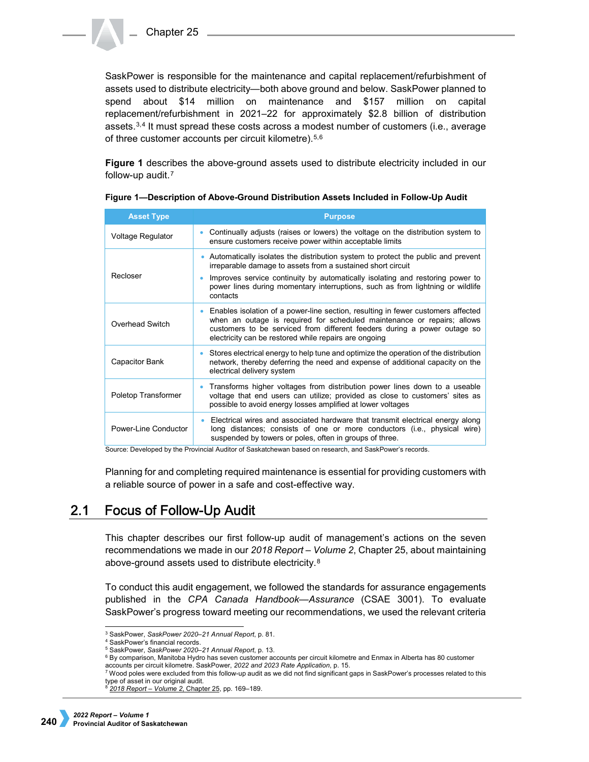SaskPower is responsible for the maintenance and capital replacement/refurbishment of assets used to distribute electricity—both above ground and below. SaskPower planned to spend about $14 million on maintenance and $157 million on capital replacement/refurbishment in 2021–22 for approximately $2.8 billion of distribution assets.[3,4] It must spread these costs across a modest number of customers (i.e., average of three customer accounts per circuit kilometre).[5,6]

**Figure 1** describes the above-ground assets used to distribute electricity included in our follow-up audit.[7]

**Figure 1—Description of Above-Ground Distribution Assets Included in Follow-Up Audit**

| Asset Type | Purpose |
|---|---|
| Voltage Regulator | • Continually adjusts (raises or lowers) the voltage on the distribution system to ensure customers receive power within acceptable limits |
| Recloser | • Automatically isolates the distribution system to protect the public and prevent irreparable damage to assets from a sustained short circuit<br>• Improves service continuity by automatically isolating and restoring power to power lines during momentary interruptions, such as from lightning or wildlife contacts |
| Overhead Switch | • Enables isolation of a power-line section, resulting in fewer customers affected when an outage is required for scheduled maintenance or repairs; allows customers to be serviced from different feeders during a power outage so electricity can be restored while repairs are ongoing |
| Capacitor Bank | • Stores electrical energy to help tune and optimize the operation of the distribution network, thereby deferring the need and expense of additional capacity on the electrical delivery system |
| Poletop Transformer | • Transforms higher voltages from distribution power lines down to a useable voltage that end users can utilize; provided as close to customers' sites as possible to avoid energy losses amplified at lower voltages |
| Power-Line Conductor | • Electrical wires and associated hardware that transmit electrical energy along long distances; consists of one or more conductors (i.e., physical wire) suspended by towers or poles, often in groups of three. |

Source: Developed by the Provincial Auditor of Saskatchewan based on research, and SaskPower's records.

Planning for and completing required maintenance is essential for providing customers with a reliable source of power in a safe and cost-effective way.

## 2.1 Focus of Follow-Up Audit

This chapter describes our first follow-up audit of management's actions on the seven recommendations we made in our *2018 Report – Volume 2*, Chapter 25, about maintaining above-ground assets used to distribute electricity.[8]

To conduct this audit engagement, we followed the standards for assurance engagements published in the *CPA Canada Handbook—Assurance* (CSAE 3001). To evaluate SaskPower's progress toward meeting our recommendations, we used the relevant criteria

---

[3] SaskPower, *SaskPower 2020–21 Annual Report*, p. 81.
[4] SaskPower's financial records.
[5] SaskPower, *SaskPower 2020–21 Annual Report*, p. 13.
[6] By comparison, Manitoba Hydro has seven customer accounts per circuit kilometre and Enmax in Alberta has 80 customer accounts per circuit kilometre. SaskPower, *2022 and 2023 Rate Application*, p. 15.
[7] Wood poles were excluded from this follow-up audit as we did not find significant gaps in SaskPower's processes related to this type of asset in our original audit.
[8] *2018 Report – Volume 2*, Chapter 25, pp. 169–189.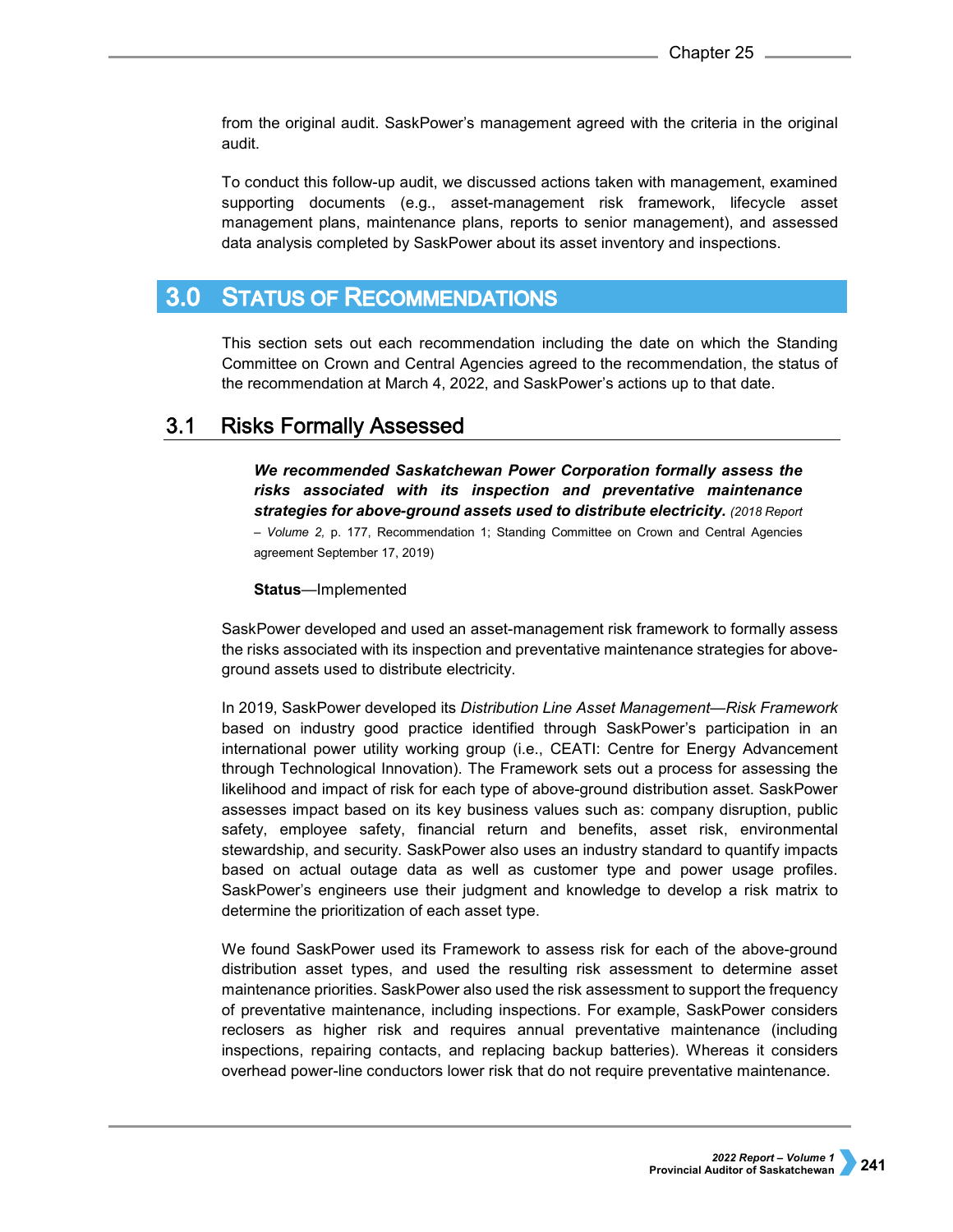from the original audit. SaskPower's management agreed with the criteria in the original audit.

To conduct this follow-up audit, we discussed actions taken with management, examined supporting documents (e.g., asset-management risk framework, lifecycle asset management plans, maintenance plans, reports to senior management), and assessed data analysis completed by SaskPower about its asset inventory and inspections.

# 3.0 Status of Recommendations

This section sets out each recommendation including the date on which the Standing Committee on Crown and Central Agencies agreed to the recommendation, the status of the recommendation at March 4, 2022, and SaskPower's actions up to that date.

## 3.1 Risks Formally Assessed

> ***We recommended Saskatchewan Power Corporation formally assess the risks associated with its inspection and preventative maintenance strategies for above-ground assets used to distribute electricity.*** *(2018 Report – Volume 2,* p. 177, Recommendation 1; Standing Committee on Crown and Central Agencies agreement September 17, 2019)
>
> **Status**—Implemented

SaskPower developed and used an asset-management risk framework to formally assess the risks associated with its inspection and preventative maintenance strategies for above-ground assets used to distribute electricity.

In 2019, SaskPower developed its *Distribution Line Asset Management—Risk Framework* based on industry good practice identified through SaskPower's participation in an international power utility working group (i.e., CEATI: Centre for Energy Advancement through Technological Innovation). The Framework sets out a process for assessing the likelihood and impact of risk for each type of above-ground distribution asset. SaskPower assesses impact based on its key business values such as: company disruption, public safety, employee safety, financial return and benefits, asset risk, environmental stewardship, and security. SaskPower also uses an industry standard to quantify impacts based on actual outage data as well as customer type and power usage profiles. SaskPower's engineers use their judgment and knowledge to develop a risk matrix to determine the prioritization of each asset type.

We found SaskPower used its Framework to assess risk for each of the above-ground distribution asset types, and used the resulting risk assessment to determine asset maintenance priorities. SaskPower also used the risk assessment to support the frequency of preventative maintenance, including inspections. For example, SaskPower considers reclosers as higher risk and requires annual preventative maintenance (including inspections, repairing contacts, and replacing backup batteries). Whereas it considers overhead power-line conductors lower risk that do not require preventative maintenance.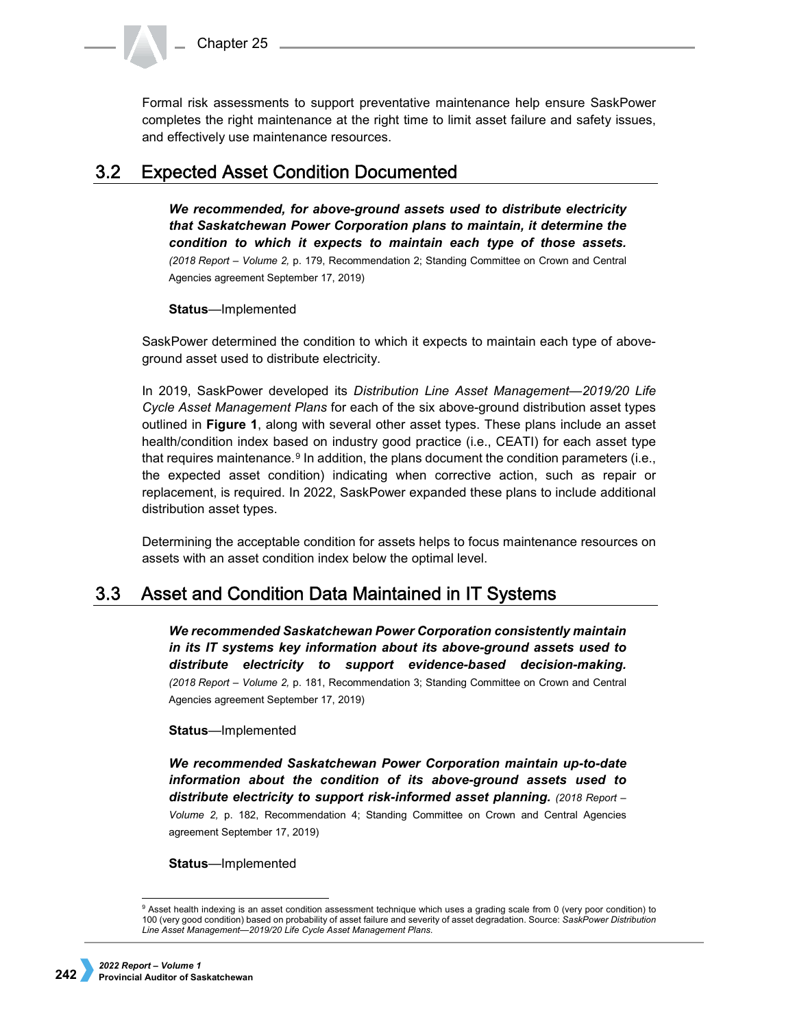Formal risk assessments to support preventative maintenance help ensure SaskPower completes the right maintenance at the right time to limit asset failure and safety issues, and effectively use maintenance resources.

## 3.2 Expected Asset Condition Documented

***We recommended, for above-ground assets used to distribute electricity that Saskatchewan Power Corporation plans to maintain, it determine the condition to which it expects to maintain each type of those assets.*** *(2018 Report – Volume 2,* p. 179, Recommendation 2; Standing Committee on Crown and Central Agencies agreement September 17, 2019)

**Status**—Implemented

SaskPower determined the condition to which it expects to maintain each type of above-ground asset used to distribute electricity.

In 2019, SaskPower developed its *Distribution Line Asset Management—2019/20 Life Cycle Asset Management Plans* for each of the six above-ground distribution asset types outlined in **Figure 1**, along with several other asset types. These plans include an asset health/condition index based on industry good practice (i.e., CEATI) for each asset type that requires maintenance.[9] In addition, the plans document the condition parameters (i.e., the expected asset condition) indicating when corrective action, such as repair or replacement, is required. In 2022, SaskPower expanded these plans to include additional distribution asset types.

Determining the acceptable condition for assets helps to focus maintenance resources on assets with an asset condition index below the optimal level.

## 3.3 Asset and Condition Data Maintained in IT Systems

***We recommended Saskatchewan Power Corporation consistently maintain in its IT systems key information about its above-ground assets used to distribute electricity to support evidence-based decision-making.*** *(2018 Report – Volume 2,* p. 181, Recommendation 3; Standing Committee on Crown and Central Agencies agreement September 17, 2019)

**Status**—Implemented

***We recommended Saskatchewan Power Corporation maintain up-to-date information about the condition of its above-ground assets used to distribute electricity to support risk-informed asset planning.*** *(2018 Report – Volume 2,* p. 182, Recommendation 4; Standing Committee on Crown and Central Agencies agreement September 17, 2019)

**Status**—Implemented

[9] Asset health indexing is an asset condition assessment technique which uses a grading scale from 0 (very poor condition) to 100 (very good condition) based on probability of asset failure and severity of asset degradation. Source: *SaskPower Distribution Line Asset Management—2019/20 Life Cycle Asset Management Plans.*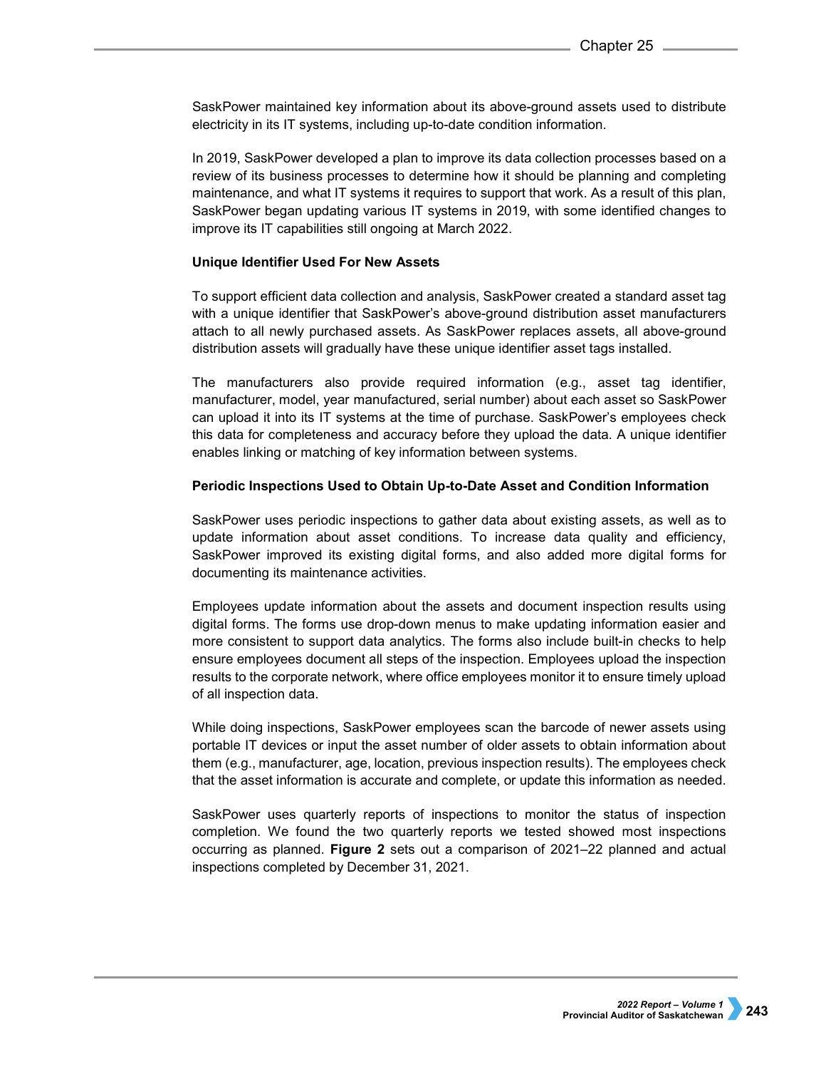SaskPower maintained key information about its above-ground assets used to distribute electricity in its IT systems, including up-to-date condition information.

In 2019, SaskPower developed a plan to improve its data collection processes based on a review of its business processes to determine how it should be planning and completing maintenance, and what IT systems it requires to support that work. As a result of this plan, SaskPower began updating various IT systems in 2019, with some identified changes to improve its IT capabilities still ongoing at March 2022.

**Unique Identifier Used For New Assets**

To support efficient data collection and analysis, SaskPower created a standard asset tag with a unique identifier that SaskPower's above-ground distribution asset manufacturers attach to all newly purchased assets. As SaskPower replaces assets, all above-ground distribution assets will gradually have these unique identifier asset tags installed.

The manufacturers also provide required information (e.g., asset tag identifier, manufacturer, model, year manufactured, serial number) about each asset so SaskPower can upload it into its IT systems at the time of purchase. SaskPower's employees check this data for completeness and accuracy before they upload the data. A unique identifier enables linking or matching of key information between systems.

**Periodic Inspections Used to Obtain Up-to-Date Asset and Condition Information**

SaskPower uses periodic inspections to gather data about existing assets, as well as to update information about asset conditions. To increase data quality and efficiency, SaskPower improved its existing digital forms, and also added more digital forms for documenting its maintenance activities.

Employees update information about the assets and document inspection results using digital forms. The forms use drop-down menus to make updating information easier and more consistent to support data analytics. The forms also include built-in checks to help ensure employees document all steps of the inspection. Employees upload the inspection results to the corporate network, where office employees monitor it to ensure timely upload of all inspection data.

While doing inspections, SaskPower employees scan the barcode of newer assets using portable IT devices or input the asset number of older assets to obtain information about them (e.g., manufacturer, age, location, previous inspection results). The employees check that the asset information is accurate and complete, or update this information as needed.

SaskPower uses quarterly reports of inspections to monitor the status of inspection completion. We found the two quarterly reports we tested showed most inspections occurring as planned. **Figure 2** sets out a comparison of 2021–22 planned and actual inspections completed by December 31, 2021.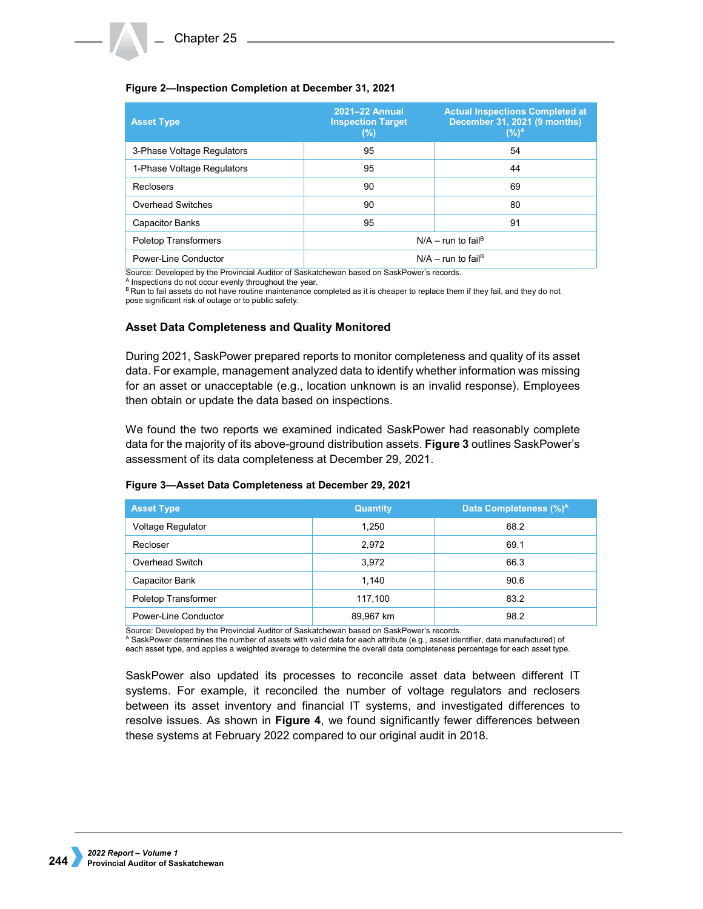**Figure 2—Inspection Completion at December 31, 2021**

| Asset Type | 2021–22 Annual Inspection Target (%) | Actual Inspections Completed at December 31, 2021 (9 months) (%)[A] |
|---|---|---|
| 3-Phase Voltage Regulators | 95 | 54 |
| 1-Phase Voltage Regulators | 95 | 44 |
| Reclosers | 90 | 69 |
| Overhead Switches | 90 | 80 |
| Capacitor Banks | 95 | 91 |
| Poletop Transformers | N/A – run to fail[B] | |
| Power-Line Conductor | N/A – run to fail[B] | |

Source: Developed by the Provincial Auditor of Saskatchewan based on SaskPower's records.
[A] Inspections do not occur evenly throughout the year.
[B] Run to fail assets do not have routine maintenance completed as it is cheaper to replace them if they fail, and they do not pose significant risk of outage or to public safety.

### Asset Data Completeness and Quality Monitored

During 2021, SaskPower prepared reports to monitor completeness and quality of its asset data. For example, management analyzed data to identify whether information was missing for an asset or unacceptable (e.g., location unknown is an invalid response). Employees then obtain or update the data based on inspections.

We found the two reports we examined indicated SaskPower had reasonably complete data for the majority of its above-ground distribution assets. **Figure 3** outlines SaskPower's assessment of its data completeness at December 29, 2021.

**Figure 3—Asset Data Completeness at December 29, 2021**

| Asset Type | Quantity | Data Completeness (%)[A] |
|---|---|---|
| Voltage Regulator | 1,250 | 68.2 |
| Recloser | 2,972 | 69.1 |
| Overhead Switch | 3,972 | 66.3 |
| Capacitor Bank | 1,140 | 90.6 |
| Poletop Transformer | 117,100 | 83.2 |
| Power-Line Conductor | 89,967 km | 98.2 |

Source: Developed by the Provincial Auditor of Saskatchewan based on SaskPower's records.
[A] SaskPower determines the number of assets with valid data for each attribute (e.g., asset identifier, date manufactured) of each asset type, and applies a weighted average to determine the overall data completeness percentage for each asset type.

SaskPower also updated its processes to reconcile asset data between different IT systems. For example, it reconciled the number of voltage regulators and reclosers between its asset inventory and financial IT systems, and investigated differences to resolve issues. As shown in **Figure 4**, we found significantly fewer differences between these systems at February 2022 compared to our original audit in 2018.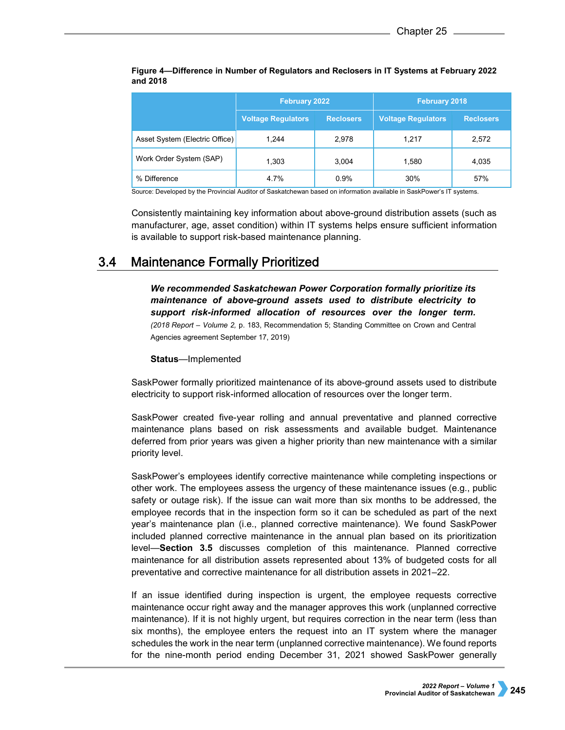**Figure 4—Difference in Number of Regulators and Reclosers in IT Systems at February 2022 and 2018**

| | February 2022 | | February 2018 | |
|---|---|---|---|---|
| | Voltage Regulators | Reclosers | Voltage Regulators | Reclosers |
| Asset System (Electric Office) | 1,244 | 2,978 | 1,217 | 2,572 |
| Work Order System (SAP) | 1,303 | 3,004 | 1,580 | 4,035 |
| % Difference | 4.7% | 0.9% | 30% | 57% |

Source: Developed by the Provincial Auditor of Saskatchewan based on information available in SaskPower's IT systems.

Consistently maintaining key information about above-ground distribution assets (such as manufacturer, age, asset condition) within IT systems helps ensure sufficient information is available to support risk-based maintenance planning.

## 3.4 Maintenance Formally Prioritized

***We recommended Saskatchewan Power Corporation formally prioritize its maintenance of above-ground assets used to distribute electricity to support risk-informed allocation of resources over the longer term.*** (*2018 Report – Volume 2,* p. 183, Recommendation 5; Standing Committee on Crown and Central Agencies agreement September 17, 2019)

**Status**—Implemented

SaskPower formally prioritized maintenance of its above-ground assets used to distribute electricity to support risk-informed allocation of resources over the longer term.

SaskPower created five-year rolling and annual preventative and planned corrective maintenance plans based on risk assessments and available budget. Maintenance deferred from prior years was given a higher priority than new maintenance with a similar priority level.

SaskPower's employees identify corrective maintenance while completing inspections or other work. The employees assess the urgency of these maintenance issues (e.g., public safety or outage risk). If the issue can wait more than six months to be addressed, the employee records that in the inspection form so it can be scheduled as part of the next year's maintenance plan (i.e., planned corrective maintenance). We found SaskPower included planned corrective maintenance in the annual plan based on its prioritization level—**Section 3.5** discusses completion of this maintenance. Planned corrective maintenance for all distribution assets represented about 13% of budgeted costs for all preventative and corrective maintenance for all distribution assets in 2021–22.

If an issue identified during inspection is urgent, the employee requests corrective maintenance occur right away and the manager approves this work (unplanned corrective maintenance). If it is not highly urgent, but requires correction in the near term (less than six months), the employee enters the request into an IT system where the manager schedules the work in the near term (unplanned corrective maintenance). We found reports for the nine-month period ending December 31, 2021 showed SaskPower generally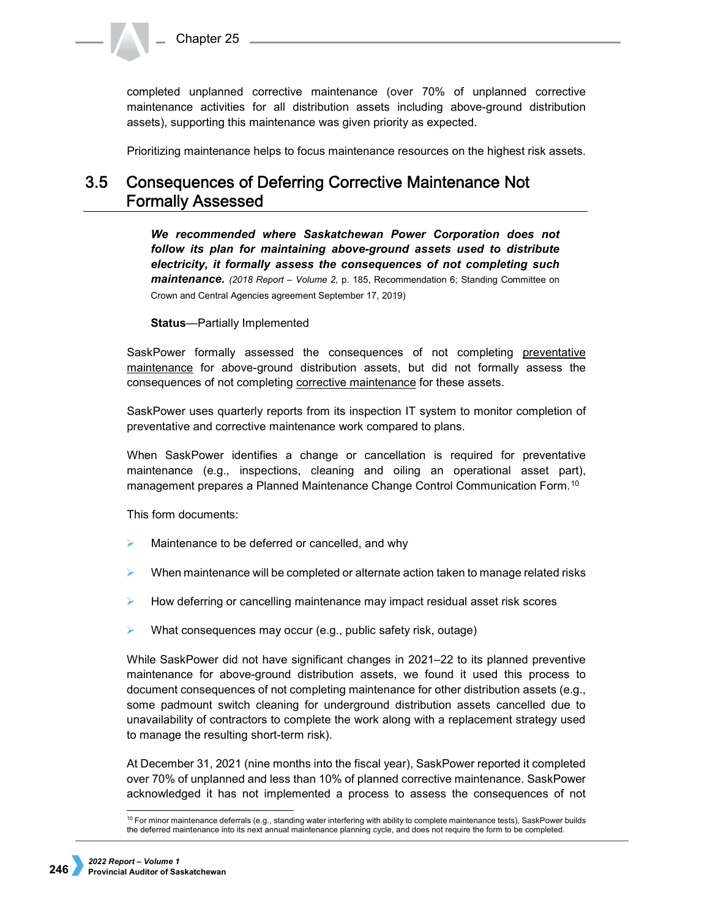completed unplanned corrective maintenance (over 70% of unplanned corrective maintenance activities for all distribution assets including above-ground distribution assets), supporting this maintenance was given priority as expected.

Prioritizing maintenance helps to focus maintenance resources on the highest risk assets.

## 3.5 Consequences of Deferring Corrective Maintenance Not Formally Assessed

> ***We recommended where Saskatchewan Power Corporation does not follow its plan for maintaining above-ground assets used to distribute electricity, it formally assess the consequences of not completing such maintenance.*** *(2018 Report – Volume 2,* p. 185, Recommendation 6; Standing Committee on Crown and Central Agencies agreement September 17, 2019)
>
> **Status**—Partially Implemented

SaskPower formally assessed the consequences of not completing preventative maintenance for above-ground distribution assets, but did not formally assess the consequences of not completing corrective maintenance for these assets.

SaskPower uses quarterly reports from its inspection IT system to monitor completion of preventative and corrective maintenance work compared to plans.

When SaskPower identifies a change or cancellation is required for preventative maintenance (e.g., inspections, cleaning and oiling an operational asset part), management prepares a Planned Maintenance Change Control Communication Form.[10]

This form documents:

- Maintenance to be deferred or cancelled, and why
- When maintenance will be completed or alternate action taken to manage related risks
- How deferring or cancelling maintenance may impact residual asset risk scores
- What consequences may occur (e.g., public safety risk, outage)

While SaskPower did not have significant changes in 2021–22 to its planned preventive maintenance for above-ground distribution assets, we found it used this process to document consequences of not completing maintenance for other distribution assets (e.g., some padmount switch cleaning for underground distribution assets cancelled due to unavailability of contractors to complete the work along with a replacement strategy used to manage the resulting short-term risk).

At December 31, 2021 (nine months into the fiscal year), SaskPower reported it completed over 70% of unplanned and less than 10% of planned corrective maintenance. SaskPower acknowledged it has not implemented a process to assess the consequences of not

[10] For minor maintenance deferrals (e.g., standing water interfering with ability to complete maintenance tests), SaskPower builds the deferred maintenance into its next annual maintenance planning cycle, and does not require the form to be completed.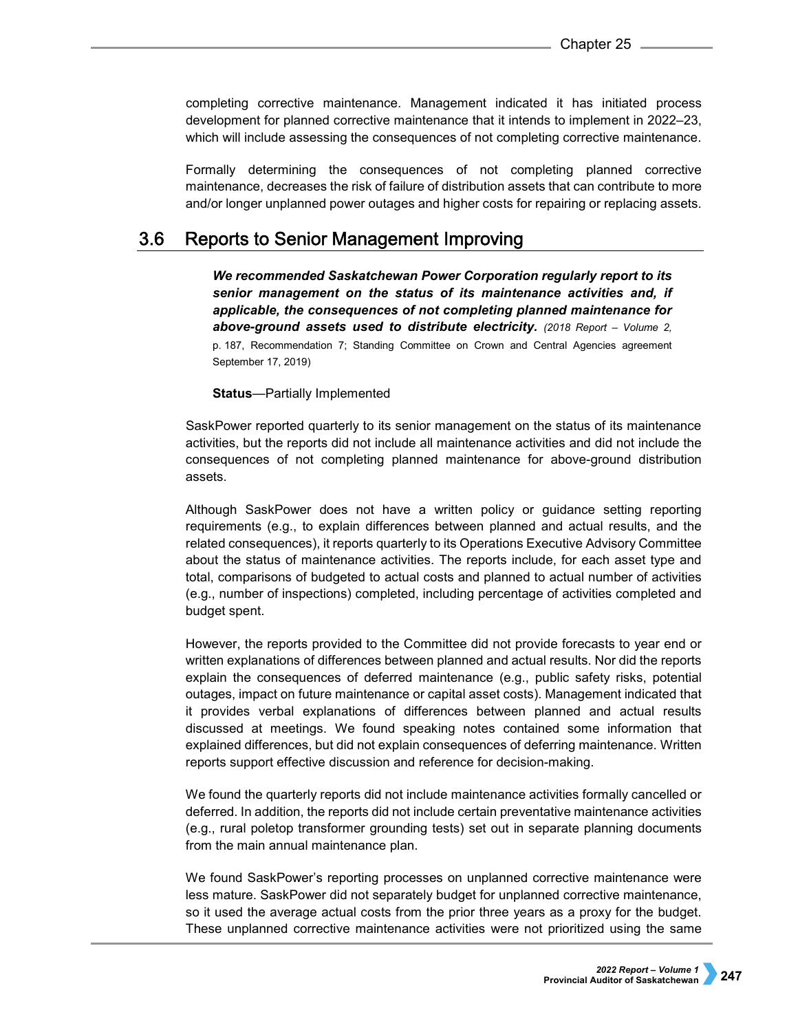completing corrective maintenance. Management indicated it has initiated process development for planned corrective maintenance that it intends to implement in 2022–23, which will include assessing the consequences of not completing corrective maintenance.

Formally determining the consequences of not completing planned corrective maintenance, decreases the risk of failure of distribution assets that can contribute to more and/or longer unplanned power outages and higher costs for repairing or replacing assets.

## 3.6 Reports to Senior Management Improving

***We recommended Saskatchewan Power Corporation regularly report to its senior management on the status of its maintenance activities and, if applicable, the consequences of not completing planned maintenance for above-ground assets used to distribute electricity.*** *(2018 Report – Volume 2,* p. 187, Recommendation 7; Standing Committee on Crown and Central Agencies agreement September 17, 2019)

**Status**—Partially Implemented

SaskPower reported quarterly to its senior management on the status of its maintenance activities, but the reports did not include all maintenance activities and did not include the consequences of not completing planned maintenance for above-ground distribution assets.

Although SaskPower does not have a written policy or guidance setting reporting requirements (e.g., to explain differences between planned and actual results, and the related consequences), it reports quarterly to its Operations Executive Advisory Committee about the status of maintenance activities. The reports include, for each asset type and total, comparisons of budgeted to actual costs and planned to actual number of activities (e.g., number of inspections) completed, including percentage of activities completed and budget spent.

However, the reports provided to the Committee did not provide forecasts to year end or written explanations of differences between planned and actual results. Nor did the reports explain the consequences of deferred maintenance (e.g., public safety risks, potential outages, impact on future maintenance or capital asset costs). Management indicated that it provides verbal explanations of differences between planned and actual results discussed at meetings. We found speaking notes contained some information that explained differences, but did not explain consequences of deferring maintenance. Written reports support effective discussion and reference for decision-making.

We found the quarterly reports did not include maintenance activities formally cancelled or deferred. In addition, the reports did not include certain preventative maintenance activities (e.g., rural poletop transformer grounding tests) set out in separate planning documents from the main annual maintenance plan.

We found SaskPower's reporting processes on unplanned corrective maintenance were less mature. SaskPower did not separately budget for unplanned corrective maintenance, so it used the average actual costs from the prior three years as a proxy for the budget. These unplanned corrective maintenance activities were not prioritized using the same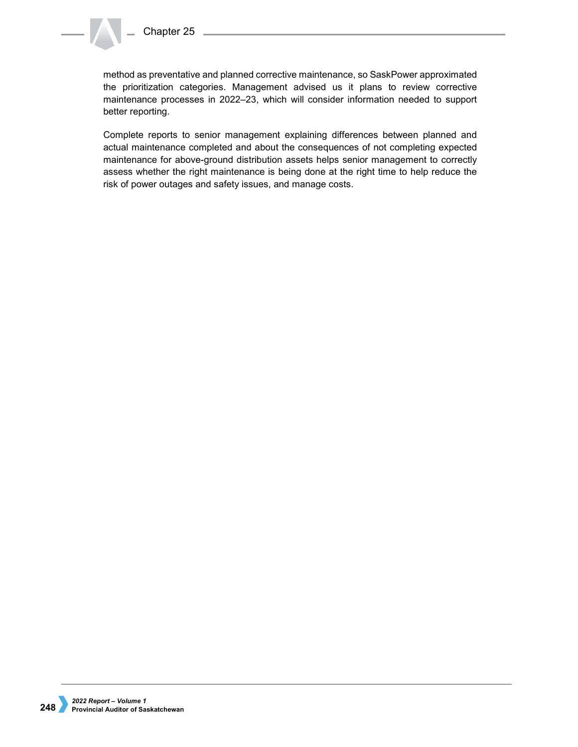method as preventative and planned corrective maintenance, so SaskPower approximated the prioritization categories. Management advised us it plans to review corrective maintenance processes in 2022–23, which will consider information needed to support better reporting.

Complete reports to senior management explaining differences between planned and actual maintenance completed and about the consequences of not completing expected maintenance for above-ground distribution assets helps senior management to correctly assess whether the right maintenance is being done at the right time to help reduce the risk of power outages and safety issues, and manage costs.